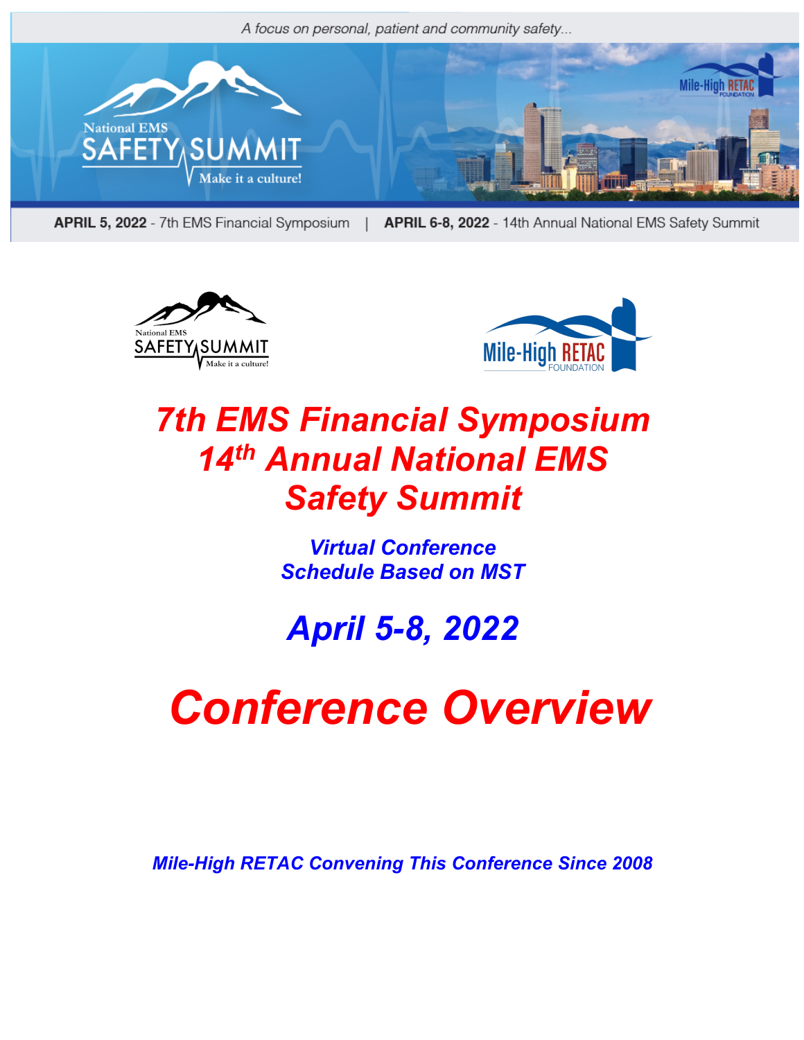A focus on personal, patient and community safety...

National EMS SAFETY SUMMIT Make it a culture!

Mile-High RETAC FOUNDATION

**APRIL 5, 2022** - 7th EMS Financial Symposium | **APRIL 6-8, 2022** - 14th Annual National EMS Safety Summit

# *7th EMS Financial Symposium*
# *14th Annual National EMS Safety Summit*

## *Virtual Conference*
## *Schedule Based on MST*

## *April 5-8, 2022*

# *Conference Overview*

***Mile-High RETAC Convening This Conference Since 2008***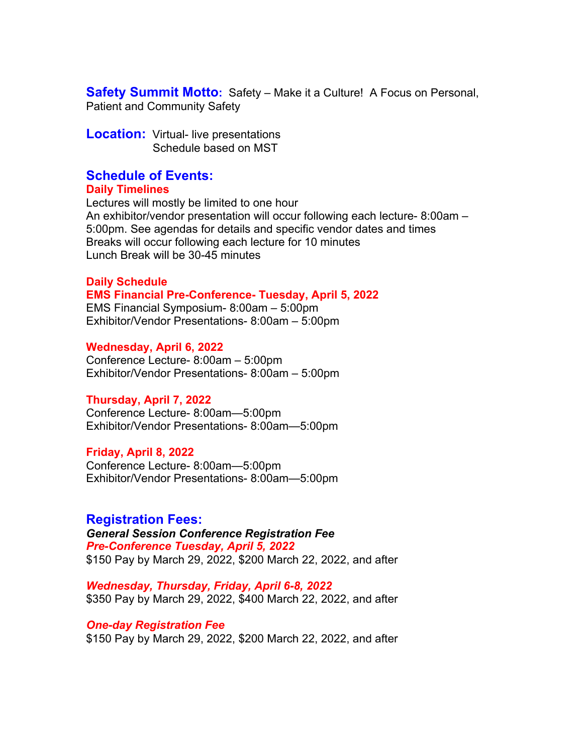**Safety Summit Motto:** Safety – Make it a Culture! A Focus on Personal, Patient and Community Safety

**Location:** Virtual- live presentations
Schedule based on MST

## Schedule of Events:

### Daily Timelines

Lectures will mostly be limited to one hour
An exhibitor/vendor presentation will occur following each lecture- 8:00am – 5:00pm. See agendas for details and specific vendor dates and times
Breaks will occur following each lecture for 10 minutes
Lunch Break will be 30-45 minutes

### Daily Schedule

**EMS Financial Pre-Conference- Tuesday, April 5, 2022**
EMS Financial Symposium- 8:00am – 5:00pm
Exhibitor/Vendor Presentations- 8:00am – 5:00pm

**Wednesday, April 6, 2022**
Conference Lecture- 8:00am – 5:00pm
Exhibitor/Vendor Presentations- 8:00am – 5:00pm

**Thursday, April 7, 2022**
Conference Lecture- 8:00am—5:00pm
Exhibitor/Vendor Presentations- 8:00am—5:00pm

**Friday, April 8, 2022**
Conference Lecture- 8:00am—5:00pm
Exhibitor/Vendor Presentations- 8:00am—5:00pm

## Registration Fees:

***General Session Conference Registration Fee***
***Pre-Conference Tuesday, April 5, 2022***
$150 Pay by March 29, 2022, $200 March 22, 2022, and after

***Wednesday, Thursday, Friday, April 6-8, 2022***
$350 Pay by March 29, 2022, $400 March 22, 2022, and after

***One-day Registration Fee***
$150 Pay by March 29, 2022, $200 March 22, 2022, and after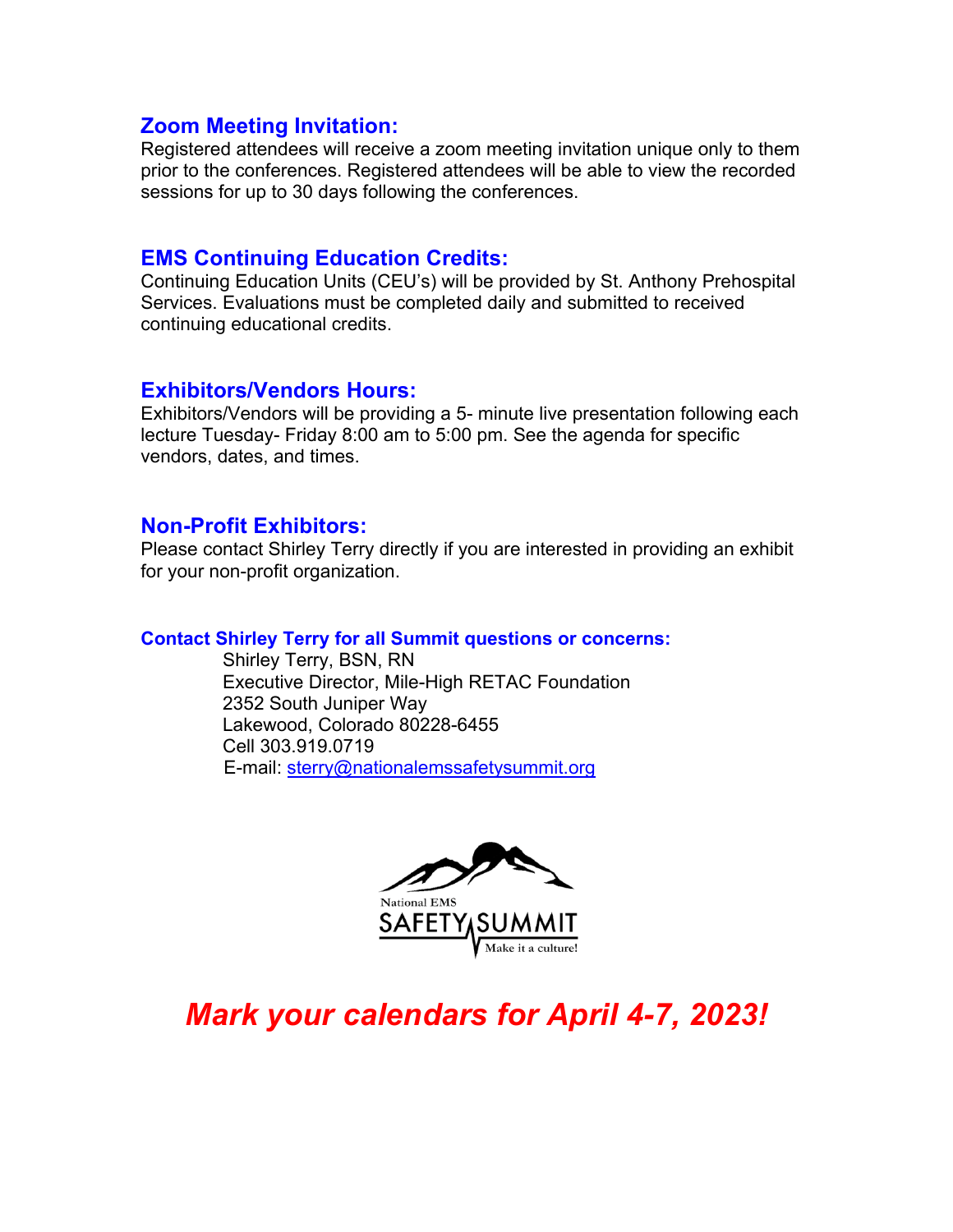## Zoom Meeting Invitation:

Registered attendees will receive a zoom meeting invitation unique only to them prior to the conferences. Registered attendees will be able to view the recorded sessions for up to 30 days following the conferences.

## EMS Continuing Education Credits:

Continuing Education Units (CEU's) will be provided by St. Anthony Prehospital Services. Evaluations must be completed daily and submitted to received continuing educational credits.

## Exhibitors/Vendors Hours:

Exhibitors/Vendors will be providing a 5- minute live presentation following each lecture Tuesday- Friday 8:00 am to 5:00 pm. See the agenda for specific vendors, dates, and times.

## Non-Profit Exhibitors:

Please contact Shirley Terry directly if you are interested in providing an exhibit for your non-profit organization.

### Contact Shirley Terry for all Summit questions or concerns:

Shirley Terry, BSN, RN
Executive Director, Mile-High RETAC Foundation
2352 South Juniper Way
Lakewood, Colorado 80228-6455
Cell 303.919.0719
E-mail: sterry@nationalemssafetysummit.org

National EMS
SAFETY SUMMIT
Make it a culture!

***Mark your calendars for April 4-7, 2023!***